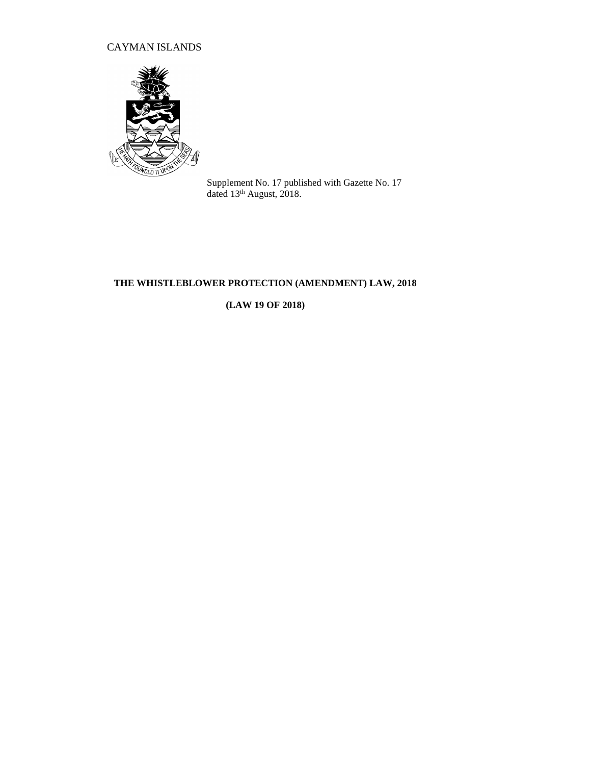CAYMAN ISLANDS

Supplement No. 17 published with Gazette No. 17 dated 13th August, 2018.

# THE WHISTLEBLOWER PROTECTION (AMENDMENT) LAW, 2018

## (LAW 19 OF 2018)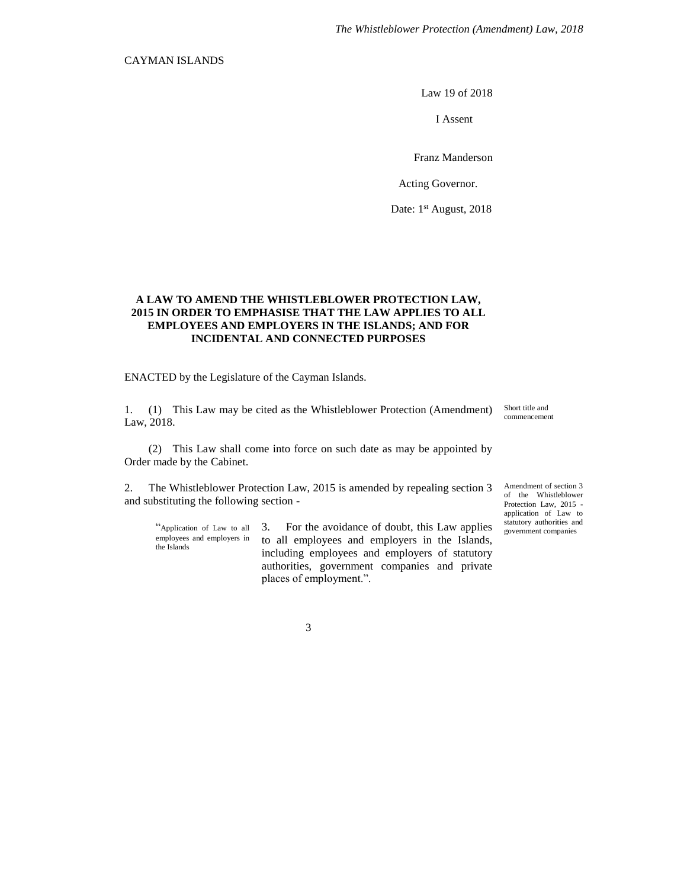CAYMAN ISLANDS

Law 19 of 2018

I Assent

Franz Manderson

Acting Governor.

Date: 1st August, 2018

**A LAW TO AMEND THE WHISTLEBLOWER PROTECTION LAW, 2015 IN ORDER TO EMPHASISE THAT THE LAW APPLIES TO ALL EMPLOYEES AND EMPLOYERS IN THE ISLANDS; AND FOR INCIDENTAL AND CONNECTED PURPOSES**

ENACTED by the Legislature of the Cayman Islands.

*Short title and commencement*

1. (1) This Law may be cited as the Whistleblower Protection (Amendment) Law, 2018.

(2) This Law shall come into force on such date as may be appointed by Order made by the Cabinet.

*Amendment of section 3 of the Whistleblower Protection Law, 2015 - application of Law to statutory authorities and government companies*

2. The Whistleblower Protection Law, 2015 is amended by repealing section 3 and substituting the following section -

"*Application of Law to all employees and employers in the Islands*

3. For the avoidance of doubt, this Law applies to all employees and employers in the Islands, including employees and employers of statutory authorities, government companies and private places of employment.".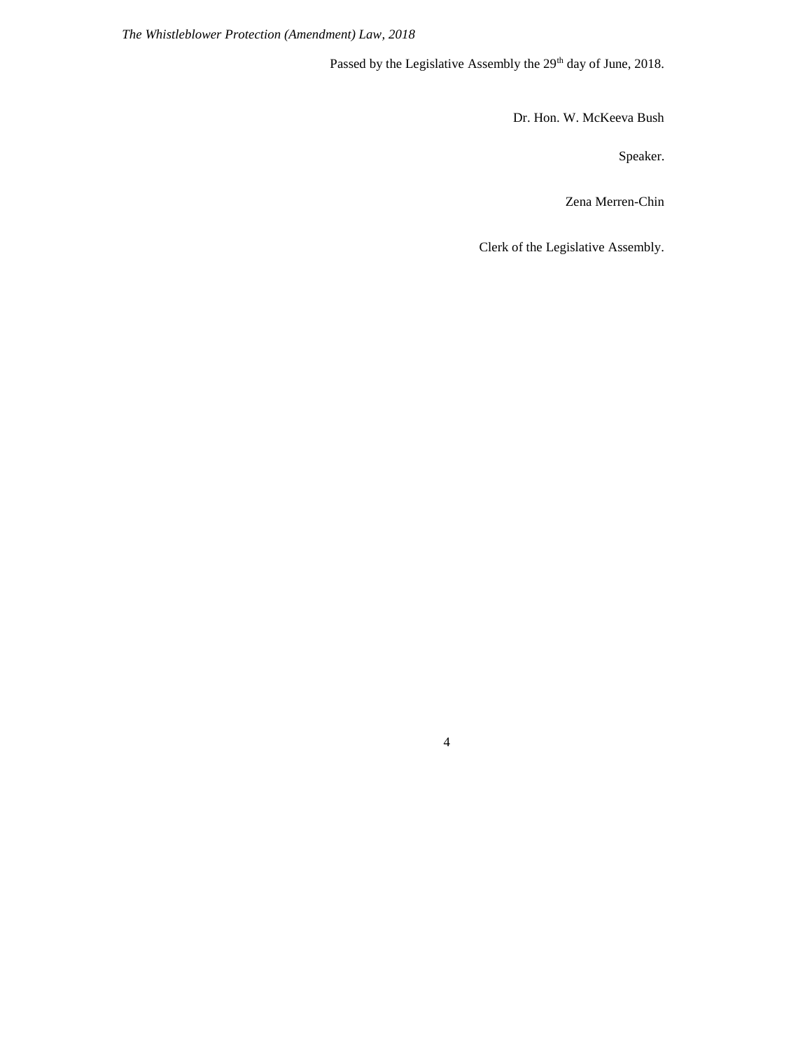Passed by the Legislative Assembly the 29th day of June, 2018.

Dr. Hon. W. McKeeva Bush

Speaker.

Zena Merren-Chin

Clerk of the Legislative Assembly.